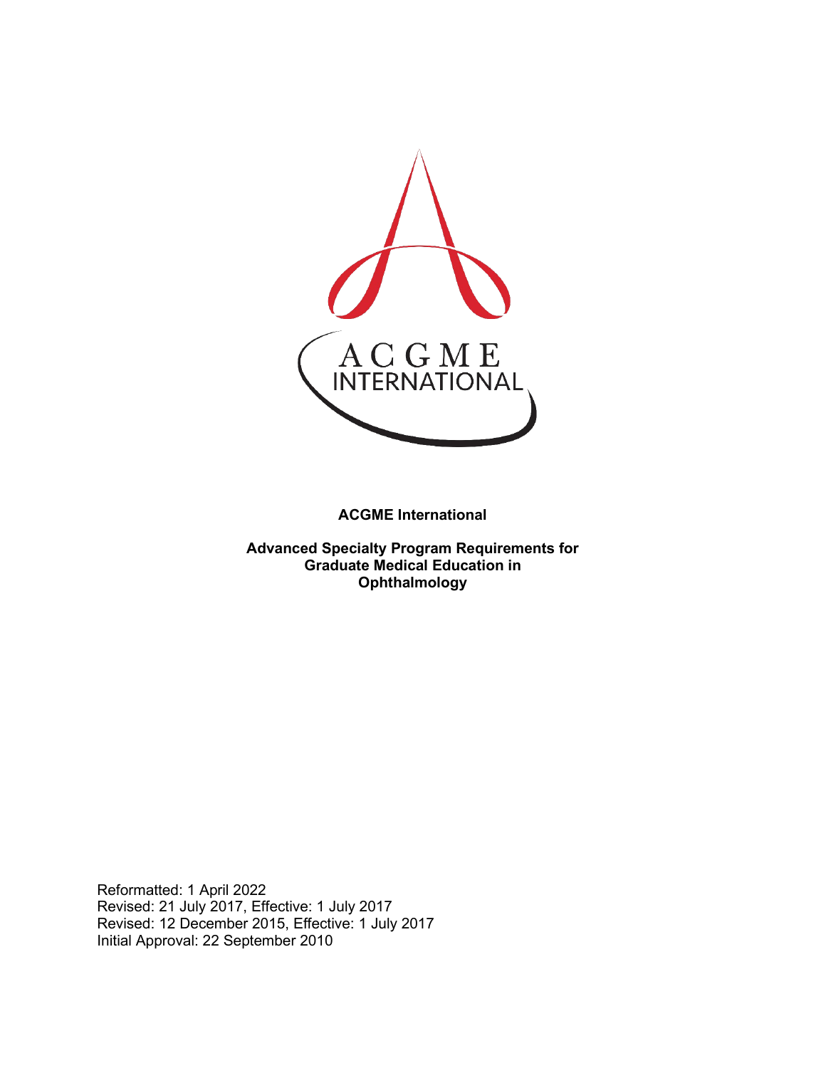**ACGME International**

**Advanced Specialty Program Requirements for Graduate Medical Education in Ophthalmology**

Reformatted: 1 April 2022
Revised: 21 July 2017, Effective: 1 July 2017
Revised: 12 December 2015, Effective: 1 July 2017
Initial Approval: 22 September 2010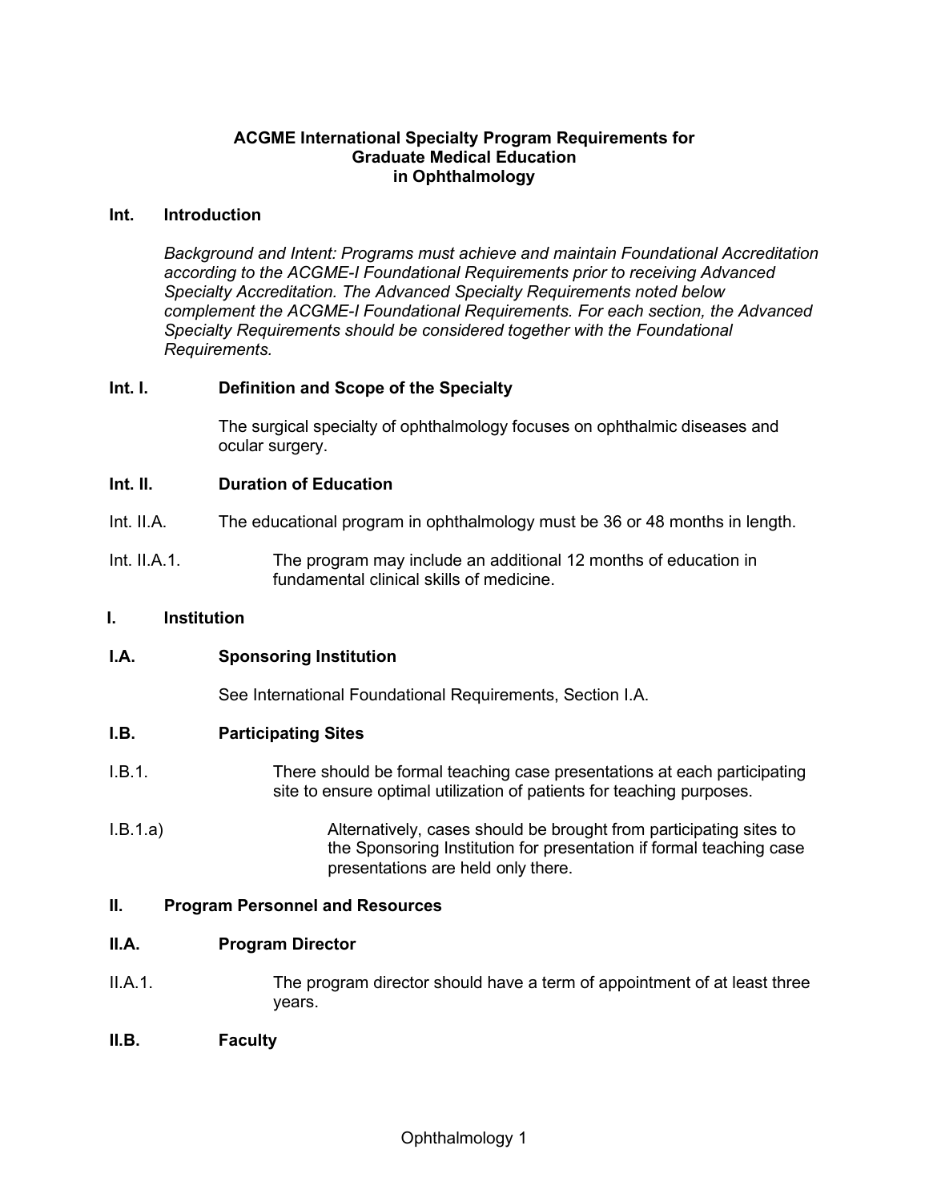# ACGME International Specialty Program Requirements for Graduate Medical Education in Ophthalmology

## Int. Introduction

*Background and Intent: Programs must achieve and maintain Foundational Accreditation according to the ACGME-I Foundational Requirements prior to receiving Advanced Specialty Accreditation. The Advanced Specialty Requirements noted below complement the ACGME-I Foundational Requirements. For each section, the Advanced Specialty Requirements should be considered together with the Foundational Requirements.*

### Int. I. Definition and Scope of the Specialty

The surgical specialty of ophthalmology focuses on ophthalmic diseases and ocular surgery.

### Int. II. Duration of Education

Int. II.A. The educational program in ophthalmology must be 36 or 48 months in length.

Int. II.A.1. The program may include an additional 12 months of education in fundamental clinical skills of medicine.

## I. Institution

### I.A. Sponsoring Institution

See International Foundational Requirements, Section I.A.

### I.B. Participating Sites

I.B.1. There should be formal teaching case presentations at each participating site to ensure optimal utilization of patients for teaching purposes.

I.B.1.a) Alternatively, cases should be brought from participating sites to the Sponsoring Institution for presentation if formal teaching case presentations are held only there.

## II. Program Personnel and Resources

### II.A. Program Director

II.A.1. The program director should have a term of appointment of at least three years.

### II.B. Faculty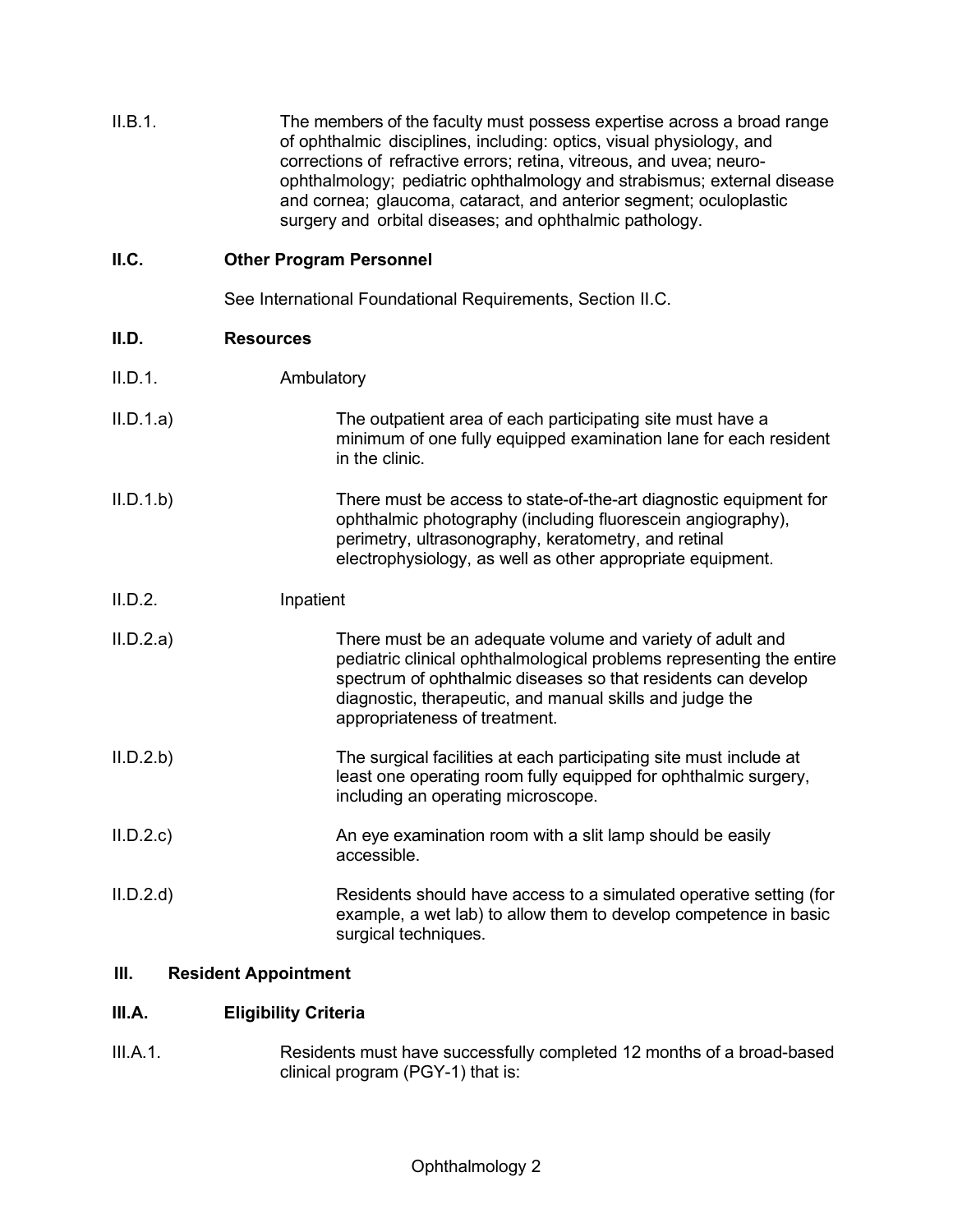II.B.1. The members of the faculty must possess expertise across a broad range of ophthalmic disciplines, including: optics, visual physiology, and corrections of refractive errors; retina, vitreous, and uvea; neuro-ophthalmology; pediatric ophthalmology and strabismus; external disease and cornea; glaucoma, cataract, and anterior segment; oculoplastic surgery and orbital diseases; and ophthalmic pathology.

**II.C. Other Program Personnel**

See International Foundational Requirements, Section II.C.

**II.D. Resources**

II.D.1. Ambulatory

II.D.1.a) The outpatient area of each participating site must have a minimum of one fully equipped examination lane for each resident in the clinic.

II.D.1.b) There must be access to state-of-the-art diagnostic equipment for ophthalmic photography (including fluorescein angiography), perimetry, ultrasonography, keratometry, and retinal electrophysiology, as well as other appropriate equipment.

II.D.2. Inpatient

II.D.2.a) There must be an adequate volume and variety of adult and pediatric clinical ophthalmological problems representing the entire spectrum of ophthalmic diseases so that residents can develop diagnostic, therapeutic, and manual skills and judge the appropriateness of treatment.

II.D.2.b) The surgical facilities at each participating site must include at least one operating room fully equipped for ophthalmic surgery, including an operating microscope.

II.D.2.c) An eye examination room with a slit lamp should be easily accessible.

II.D.2.d) Residents should have access to a simulated operative setting (for example, a wet lab) to allow them to develop competence in basic surgical techniques.

**III. Resident Appointment**

**III.A. Eligibility Criteria**

III.A.1. Residents must have successfully completed 12 months of a broad-based clinical program (PGY-1) that is: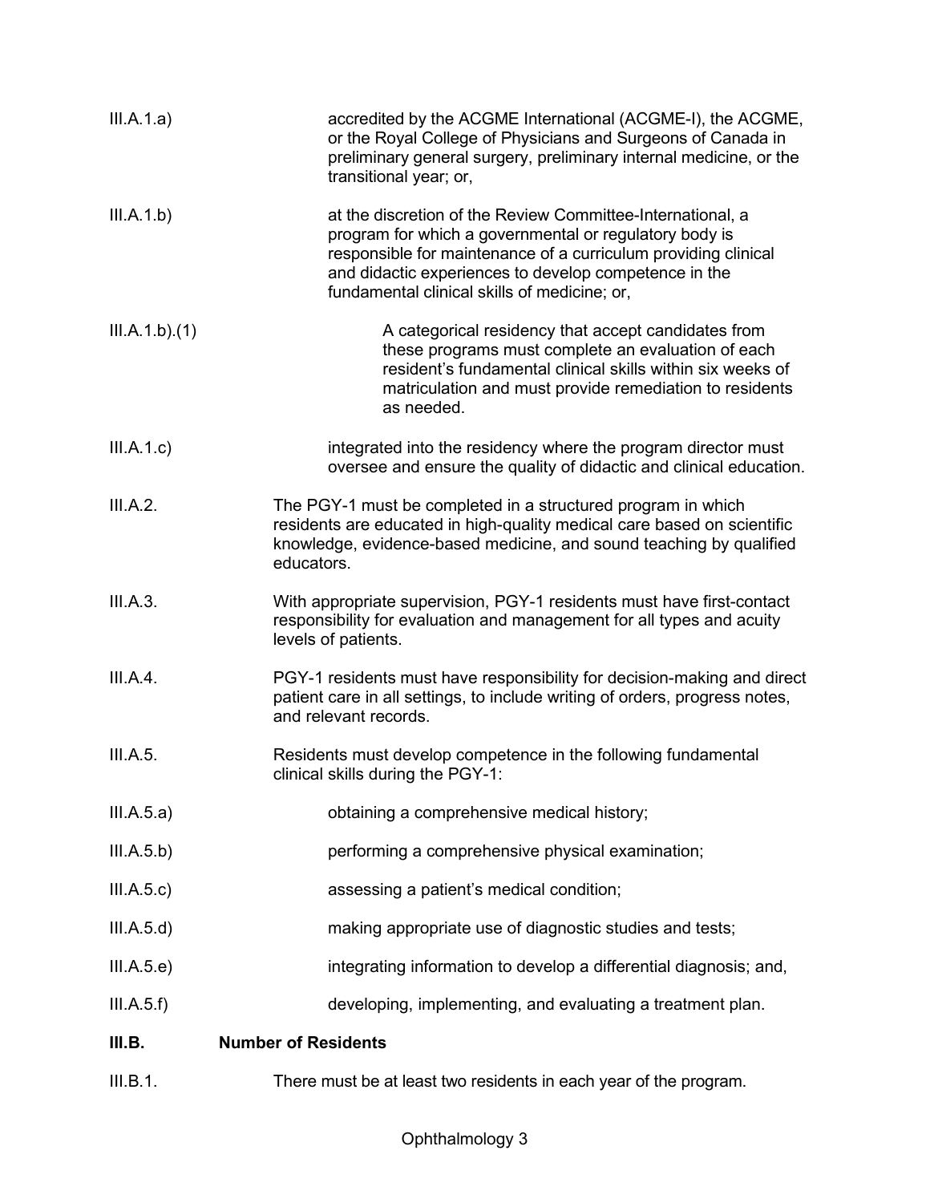III.A.1.a) accredited by the ACGME International (ACGME-I), the ACGME, or the Royal College of Physicians and Surgeons of Canada in preliminary general surgery, preliminary internal medicine, or the transitional year; or,

III.A.1.b) at the discretion of the Review Committee-International, a program for which a governmental or regulatory body is responsible for maintenance of a curriculum providing clinical and didactic experiences to develop competence in the fundamental clinical skills of medicine; or,

III.A.1.b).(1) A categorical residency that accept candidates from these programs must complete an evaluation of each resident's fundamental clinical skills within six weeks of matriculation and must provide remediation to residents as needed.

III.A.1.c) integrated into the residency where the program director must oversee and ensure the quality of didactic and clinical education.

III.A.2. The PGY-1 must be completed in a structured program in which residents are educated in high-quality medical care based on scientific knowledge, evidence-based medicine, and sound teaching by qualified educators.

III.A.3. With appropriate supervision, PGY-1 residents must have first-contact responsibility for evaluation and management for all types and acuity levels of patients.

III.A.4. PGY-1 residents must have responsibility for decision-making and direct patient care in all settings, to include writing of orders, progress notes, and relevant records.

III.A.5. Residents must develop competence in the following fundamental clinical skills during the PGY-1:

III.A.5.a) obtaining a comprehensive medical history;

III.A.5.b) performing a comprehensive physical examination;

III.A.5.c) assessing a patient's medical condition;

III.A.5.d) making appropriate use of diagnostic studies and tests;

III.A.5.e) integrating information to develop a differential diagnosis; and,

III.A.5.f) developing, implementing, and evaluating a treatment plan.

## III.B. Number of Residents

III.B.1. There must be at least two residents in each year of the program.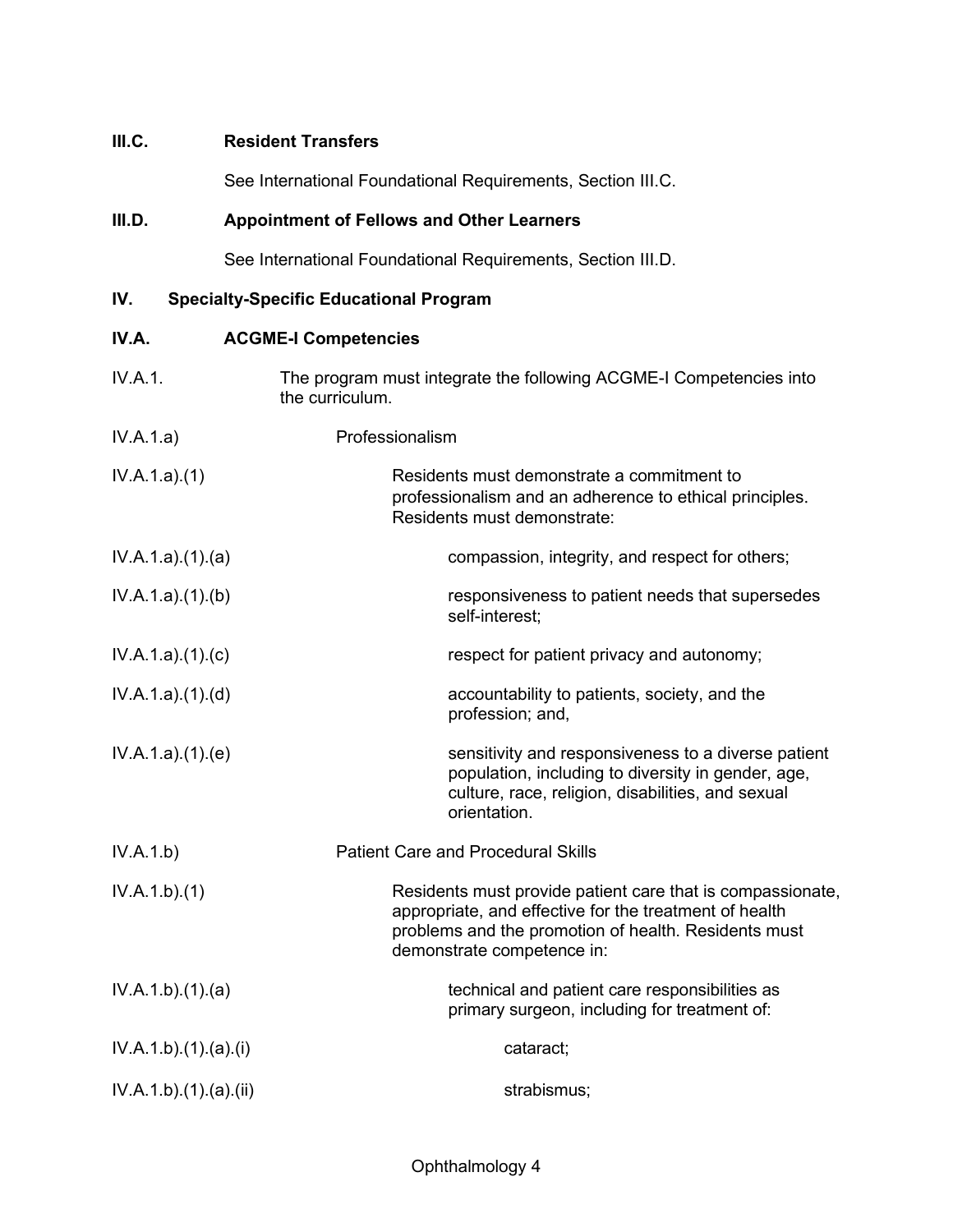**III.C. Resident Transfers**

See International Foundational Requirements, Section III.C.

**III.D. Appointment of Fellows and Other Learners**

See International Foundational Requirements, Section III.D.

## IV. Specialty-Specific Educational Program

**IV.A. ACGME-I Competencies**

IV.A.1. The program must integrate the following ACGME-I Competencies into the curriculum.

IV.A.1.a) Professionalism

IV.A.1.a).(1) Residents must demonstrate a commitment to professionalism and an adherence to ethical principles. Residents must demonstrate:

IV.A.1.a).(1).(a) compassion, integrity, and respect for others;

IV.A.1.a).(1).(b) responsiveness to patient needs that supersedes self-interest;

IV.A.1.a).(1).(c) respect for patient privacy and autonomy;

IV.A.1.a).(1).(d) accountability to patients, society, and the profession; and,

IV.A.1.a).(1).(e) sensitivity and responsiveness to a diverse patient population, including to diversity in gender, age, culture, race, religion, disabilities, and sexual orientation.

IV.A.1.b) Patient Care and Procedural Skills

IV.A.1.b).(1) Residents must provide patient care that is compassionate, appropriate, and effective for the treatment of health problems and the promotion of health. Residents must demonstrate competence in:

IV.A.1.b).(1).(a) technical and patient care responsibilities as primary surgeon, including for treatment of:

IV.A.1.b).(1).(a).(i) cataract;

IV.A.1.b).(1).(a).(ii) strabismus;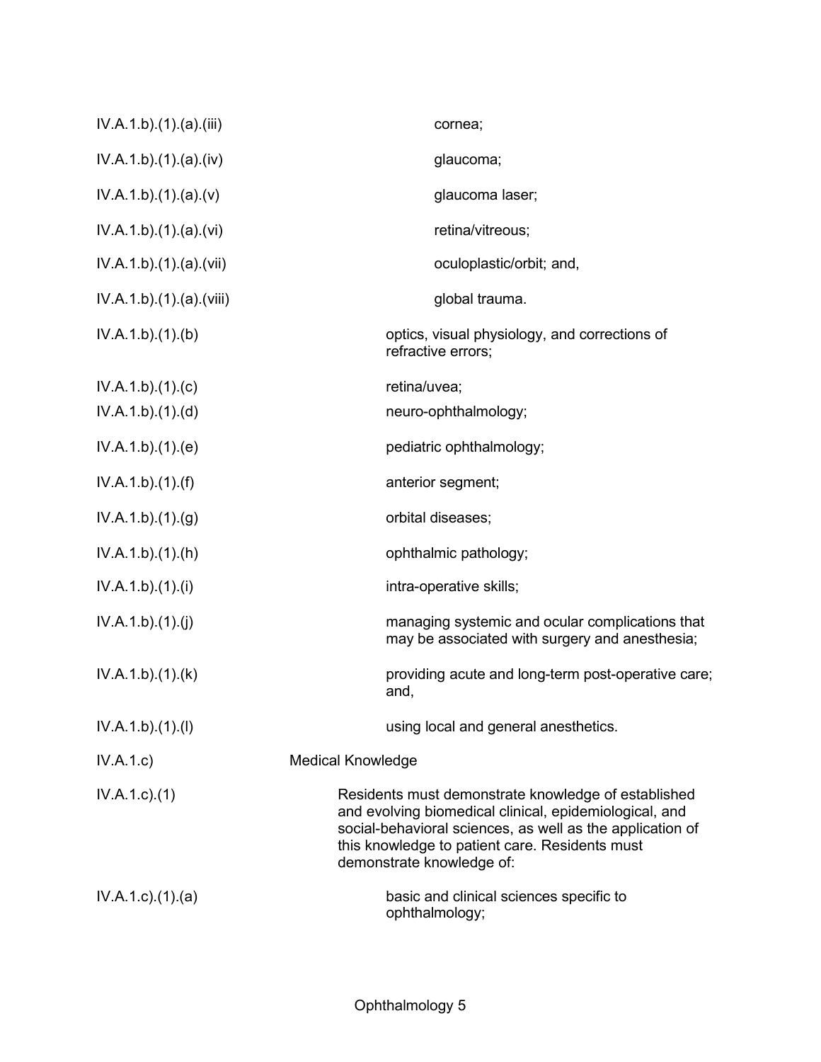| | |
|---|---|
| IV.A.1.b).(1).(a).(iii) | cornea; |
| IV.A.1.b).(1).(a).(iv) | glaucoma; |
| IV.A.1.b).(1).(a).(v) | glaucoma laser; |
| IV.A.1.b).(1).(a).(vi) | retina/vitreous; |
| IV.A.1.b).(1).(a).(vii) | oculoplastic/orbit; and, |
| IV.A.1.b).(1).(a).(viii) | global trauma. |
| IV.A.1.b).(1).(b) | optics, visual physiology, and corrections of refractive errors; |
| IV.A.1.b).(1).(c) | retina/uvea; |
| IV.A.1.b).(1).(d) | neuro-ophthalmology; |
| IV.A.1.b).(1).(e) | pediatric ophthalmology; |
| IV.A.1.b).(1).(f) | anterior segment; |
| IV.A.1.b).(1).(g) | orbital diseases; |
| IV.A.1.b).(1).(h) | ophthalmic pathology; |
| IV.A.1.b).(1).(i) | intra-operative skills; |
| IV.A.1.b).(1).(j) | managing systemic and ocular complications that may be associated with surgery and anesthesia; |
| IV.A.1.b).(1).(k) | providing acute and long-term post-operative care; and, |
| IV.A.1.b).(1).(l) | using local and general anesthetics. |
| IV.A.1.c) | Medical Knowledge |
| IV.A.1.c).(1) | Residents must demonstrate knowledge of established and evolving biomedical clinical, epidemiological, and social-behavioral sciences, as well as the application of this knowledge to patient care. Residents must demonstrate knowledge of: |
| IV.A.1.c).(1).(a) | basic and clinical sciences specific to ophthalmology; |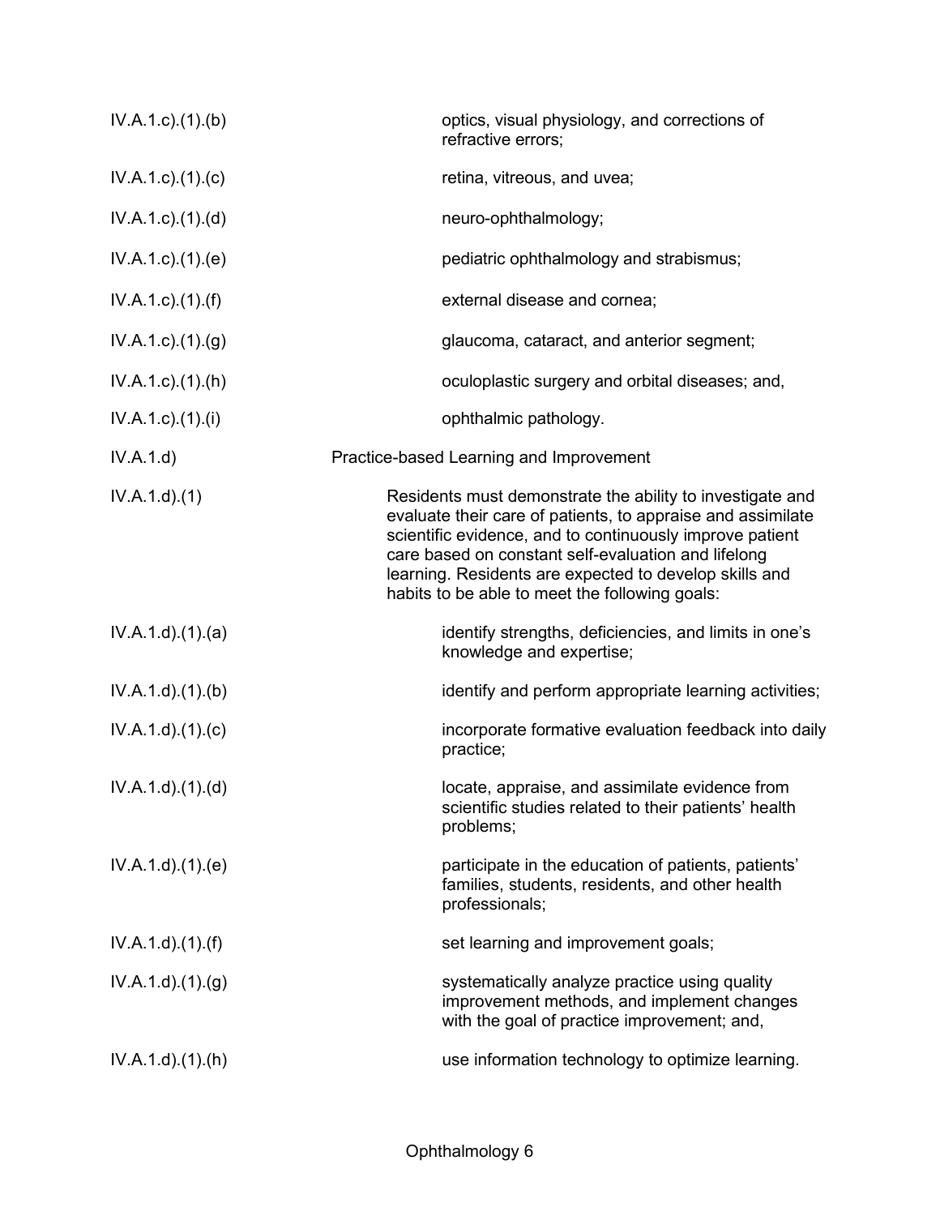| | |
|---|---|
| IV.A.1.c).(1).(b) | optics, visual physiology, and corrections of refractive errors; |
| IV.A.1.c).(1).(c) | retina, vitreous, and uvea; |
| IV.A.1.c).(1).(d) | neuro-ophthalmology; |
| IV.A.1.c).(1).(e) | pediatric ophthalmology and strabismus; |
| IV.A.1.c).(1).(f) | external disease and cornea; |
| IV.A.1.c).(1).(g) | glaucoma, cataract, and anterior segment; |
| IV.A.1.c).(1).(h) | oculoplastic surgery and orbital diseases; and, |
| IV.A.1.c).(1).(i) | ophthalmic pathology. |
| IV.A.1.d) | Practice-based Learning and Improvement |
| IV.A.1.d).(1) | Residents must demonstrate the ability to investigate and evaluate their care of patients, to appraise and assimilate scientific evidence, and to continuously improve patient care based on constant self-evaluation and lifelong learning. Residents are expected to develop skills and habits to be able to meet the following goals: |
| IV.A.1.d).(1).(a) | identify strengths, deficiencies, and limits in one's knowledge and expertise; |
| IV.A.1.d).(1).(b) | identify and perform appropriate learning activities; |
| IV.A.1.d).(1).(c) | incorporate formative evaluation feedback into daily practice; |
| IV.A.1.d).(1).(d) | locate, appraise, and assimilate evidence from scientific studies related to their patients' health problems; |
| IV.A.1.d).(1).(e) | participate in the education of patients, patients' families, students, residents, and other health professionals; |
| IV.A.1.d).(1).(f) | set learning and improvement goals; |
| IV.A.1.d).(1).(g) | systematically analyze practice using quality improvement methods, and implement changes with the goal of practice improvement; and, |
| IV.A.1.d).(1).(h) | use information technology to optimize learning. |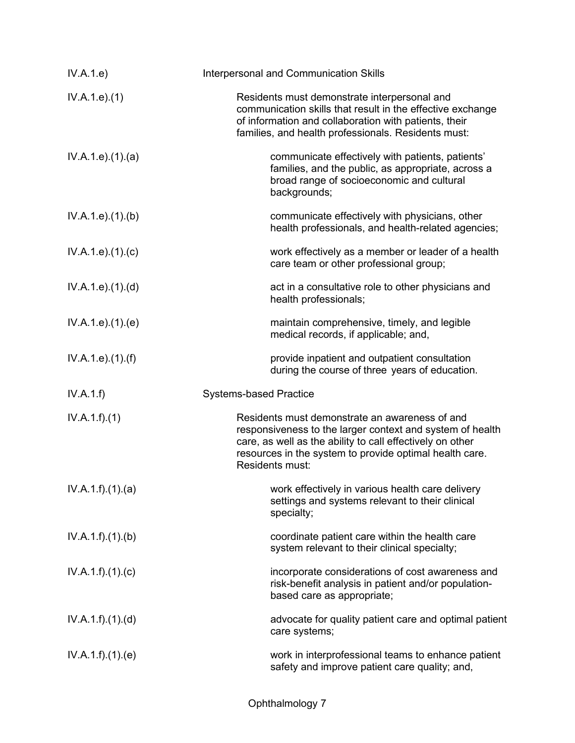| | |
|---|---|
| IV.A.1.e) | Interpersonal and Communication Skills |
| IV.A.1.e).(1) | Residents must demonstrate interpersonal and communication skills that result in the effective exchange of information and collaboration with patients, their families, and health professionals. Residents must: |
| IV.A.1.e).(1).(a) | communicate effectively with patients, patients' families, and the public, as appropriate, across a broad range of socioeconomic and cultural backgrounds; |
| IV.A.1.e).(1).(b) | communicate effectively with physicians, other health professionals, and health-related agencies; |
| IV.A.1.e).(1).(c) | work effectively as a member or leader of a health care team or other professional group; |
| IV.A.1.e).(1).(d) | act in a consultative role to other physicians and health professionals; |
| IV.A.1.e).(1).(e) | maintain comprehensive, timely, and legible medical records, if applicable; and, |
| IV.A.1.e).(1).(f) | provide inpatient and outpatient consultation during the course of three years of education. |
| IV.A.1.f) | Systems-based Practice |
| IV.A.1.f).(1) | Residents must demonstrate an awareness of and responsiveness to the larger context and system of health care, as well as the ability to call effectively on other resources in the system to provide optimal health care. Residents must: |
| IV.A.1.f).(1).(a) | work effectively in various health care delivery settings and systems relevant to their clinical specialty; |
| IV.A.1.f).(1).(b) | coordinate patient care within the health care system relevant to their clinical specialty; |
| IV.A.1.f).(1).(c) | incorporate considerations of cost awareness and risk-benefit analysis in patient and/or population-based care as appropriate; |
| IV.A.1.f).(1).(d) | advocate for quality patient care and optimal patient care systems; |
| IV.A.1.f).(1).(e) | work in interprofessional teams to enhance patient safety and improve patient care quality; and, |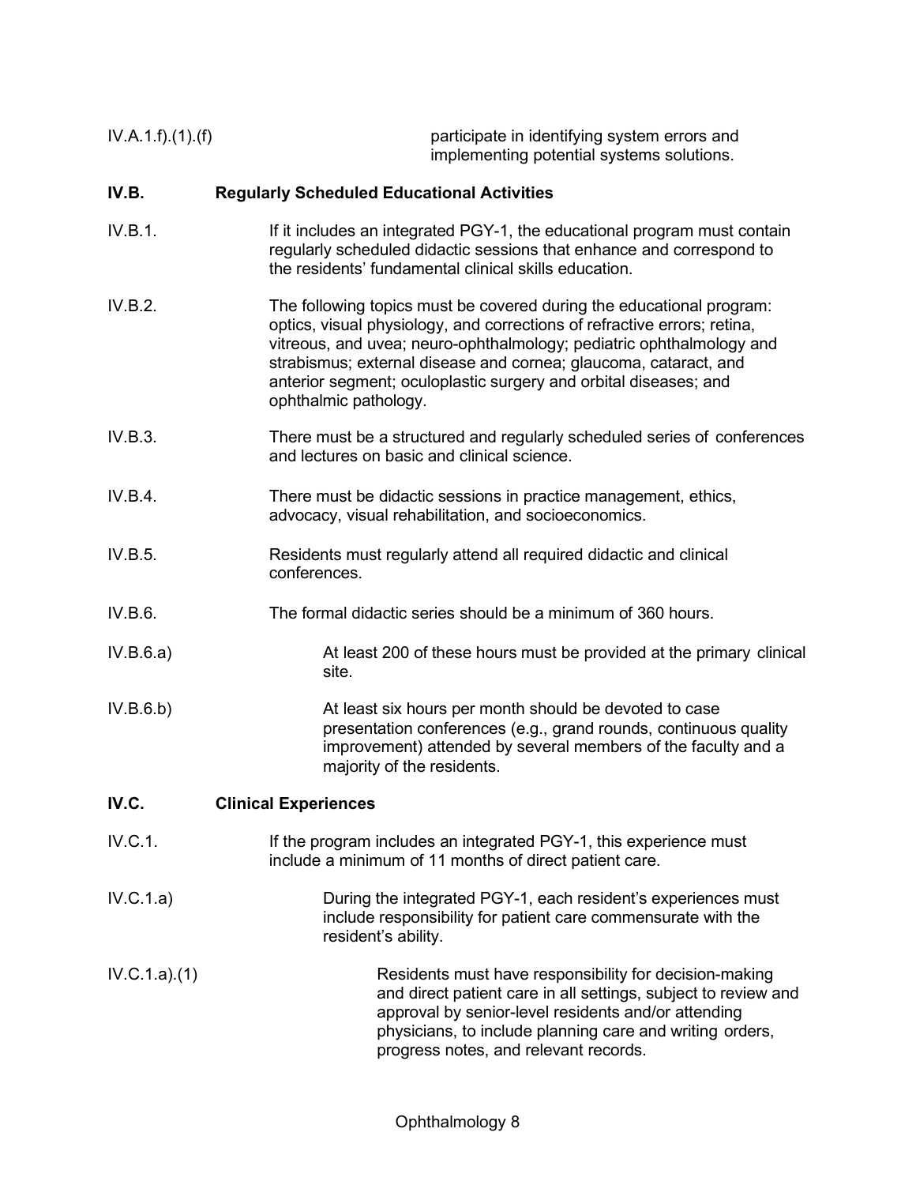IV.A.1.f).(1).(f) participate in identifying system errors and implementing potential systems solutions.

**IV.B. Regularly Scheduled Educational Activities**

IV.B.1. If it includes an integrated PGY-1, the educational program must contain regularly scheduled didactic sessions that enhance and correspond to the residents' fundamental clinical skills education.

IV.B.2. The following topics must be covered during the educational program: optics, visual physiology, and corrections of refractive errors; retina, vitreous, and uvea; neuro-ophthalmology; pediatric ophthalmology and strabismus; external disease and cornea; glaucoma, cataract, and anterior segment; oculoplastic surgery and orbital diseases; and ophthalmic pathology.

IV.B.3. There must be a structured and regularly scheduled series of conferences and lectures on basic and clinical science.

IV.B.4. There must be didactic sessions in practice management, ethics, advocacy, visual rehabilitation, and socioeconomics.

IV.B.5. Residents must regularly attend all required didactic and clinical conferences.

IV.B.6. The formal didactic series should be a minimum of 360 hours.

IV.B.6.a) At least 200 of these hours must be provided at the primary clinical site.

IV.B.6.b) At least six hours per month should be devoted to case presentation conferences (e.g., grand rounds, continuous quality improvement) attended by several members of the faculty and a majority of the residents.

**IV.C. Clinical Experiences**

IV.C.1. If the program includes an integrated PGY-1, this experience must include a minimum of 11 months of direct patient care.

IV.C.1.a) During the integrated PGY-1, each resident's experiences must include responsibility for patient care commensurate with the resident's ability.

IV.C.1.a).(1) Residents must have responsibility for decision-making and direct patient care in all settings, subject to review and approval by senior-level residents and/or attending physicians, to include planning care and writing orders, progress notes, and relevant records.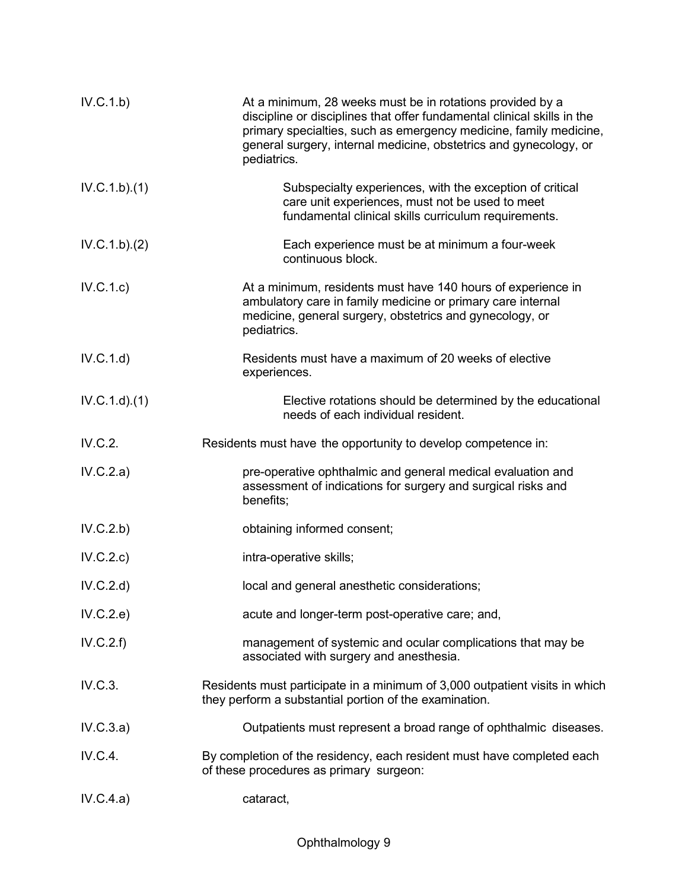IV.C.1.b) At a minimum, 28 weeks must be in rotations provided by a discipline or disciplines that offer fundamental clinical skills in the primary specialties, such as emergency medicine, family medicine, general surgery, internal medicine, obstetrics and gynecology, or pediatrics.

IV.C.1.b).(1) Subspecialty experiences, with the exception of critical care unit experiences, must not be used to meet fundamental clinical skills curriculum requirements.

IV.C.1.b).(2) Each experience must be at minimum a four-week continuous block.

IV.C.1.c) At a minimum, residents must have 140 hours of experience in ambulatory care in family medicine or primary care internal medicine, general surgery, obstetrics and gynecology, or pediatrics.

IV.C.1.d) Residents must have a maximum of 20 weeks of elective experiences.

IV.C.1.d).(1) Elective rotations should be determined by the educational needs of each individual resident.

IV.C.2. Residents must have the opportunity to develop competence in:

IV.C.2.a) pre-operative ophthalmic and general medical evaluation and assessment of indications for surgery and surgical risks and benefits;

IV.C.2.b) obtaining informed consent;

IV.C.2.c) intra-operative skills;

IV.C.2.d) local and general anesthetic considerations;

IV.C.2.e) acute and longer-term post-operative care; and,

IV.C.2.f) management of systemic and ocular complications that may be associated with surgery and anesthesia.

IV.C.3. Residents must participate in a minimum of 3,000 outpatient visits in which they perform a substantial portion of the examination.

IV.C.3.a) Outpatients must represent a broad range of ophthalmic diseases.

IV.C.4. By completion of the residency, each resident must have completed each of these procedures as primary surgeon:

IV.C.4.a) cataract,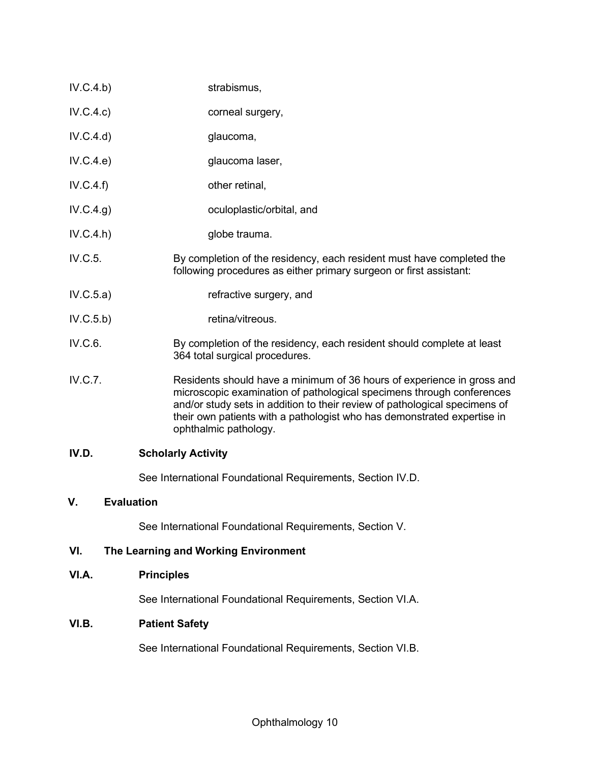IV.C.4.b) strabismus,

IV.C.4.c) corneal surgery,

IV.C.4.d) glaucoma,

IV.C.4.e) glaucoma laser,

IV.C.4.f) other retinal,

IV.C.4.g) oculoplastic/orbital, and

IV.C.4.h) globe trauma.

IV.C.5. By completion of the residency, each resident must have completed the following procedures as either primary surgeon or first assistant:

IV.C.5.a) refractive surgery, and

IV.C.5.b) retina/vitreous.

IV.C.6. By completion of the residency, each resident should complete at least 364 total surgical procedures.

IV.C.7. Residents should have a minimum of 36 hours of experience in gross and microscopic examination of pathological specimens through conferences and/or study sets in addition to their review of pathological specimens of their own patients with a pathologist who has demonstrated expertise in ophthalmic pathology.

**IV.D. Scholarly Activity**

See International Foundational Requirements, Section IV.D.

**V. Evaluation**

See International Foundational Requirements, Section V.

**VI. The Learning and Working Environment**

**VI.A. Principles**

See International Foundational Requirements, Section VI.A.

**VI.B. Patient Safety**

See International Foundational Requirements, Section VI.B.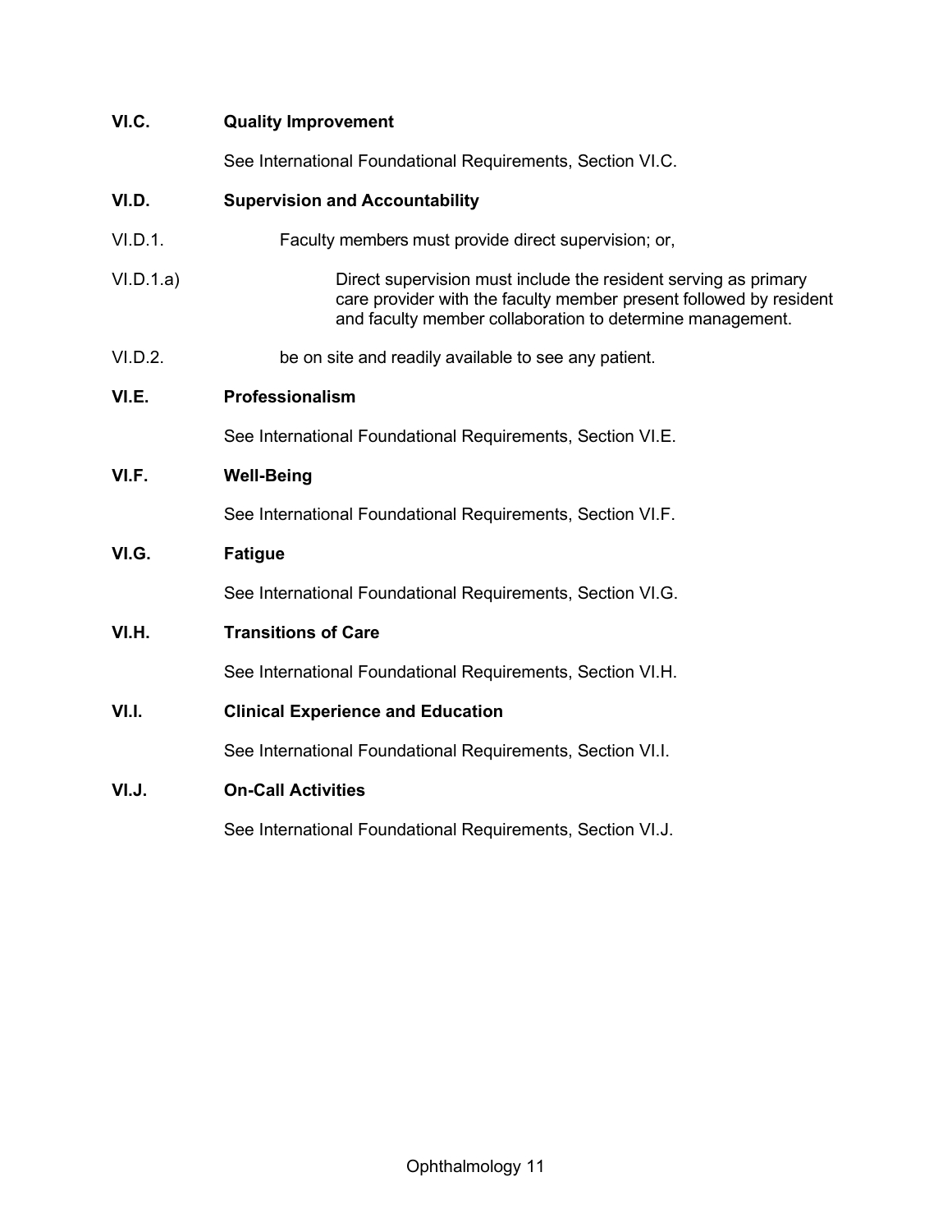**VI.C. Quality Improvement**

See International Foundational Requirements, Section VI.C.

**VI.D. Supervision and Accountability**

VI.D.1. Faculty members must provide direct supervision; or,

VI.D.1.a) Direct supervision must include the resident serving as primary care provider with the faculty member present followed by resident and faculty member collaboration to determine management.

VI.D.2. be on site and readily available to see any patient.

**VI.E. Professionalism**

See International Foundational Requirements, Section VI.E.

**VI.F. Well-Being**

See International Foundational Requirements, Section VI.F.

**VI.G. Fatigue**

See International Foundational Requirements, Section VI.G.

**VI.H. Transitions of Care**

See International Foundational Requirements, Section VI.H.

**VI.I. Clinical Experience and Education**

See International Foundational Requirements, Section VI.I.

**VI.J. On-Call Activities**

See International Foundational Requirements, Section VI.J.